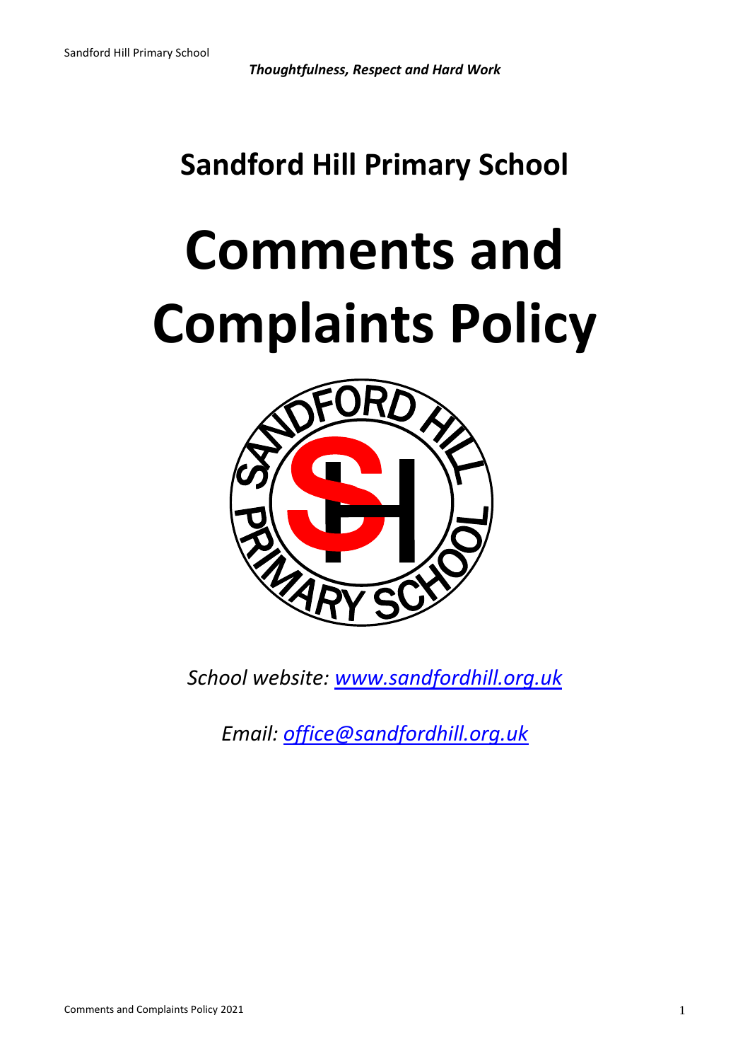*Thoughtfulness, Respect and Hard Work*

# Sandford Hill Primary School

# Comments and Complaints Policy

*School website: [www.sandfordhill.org.uk](http://www.sandfordhill.org.uk)*

*Email: [office@sandfordhill.org.uk](mailto:office@sandfordhill.org.uk)*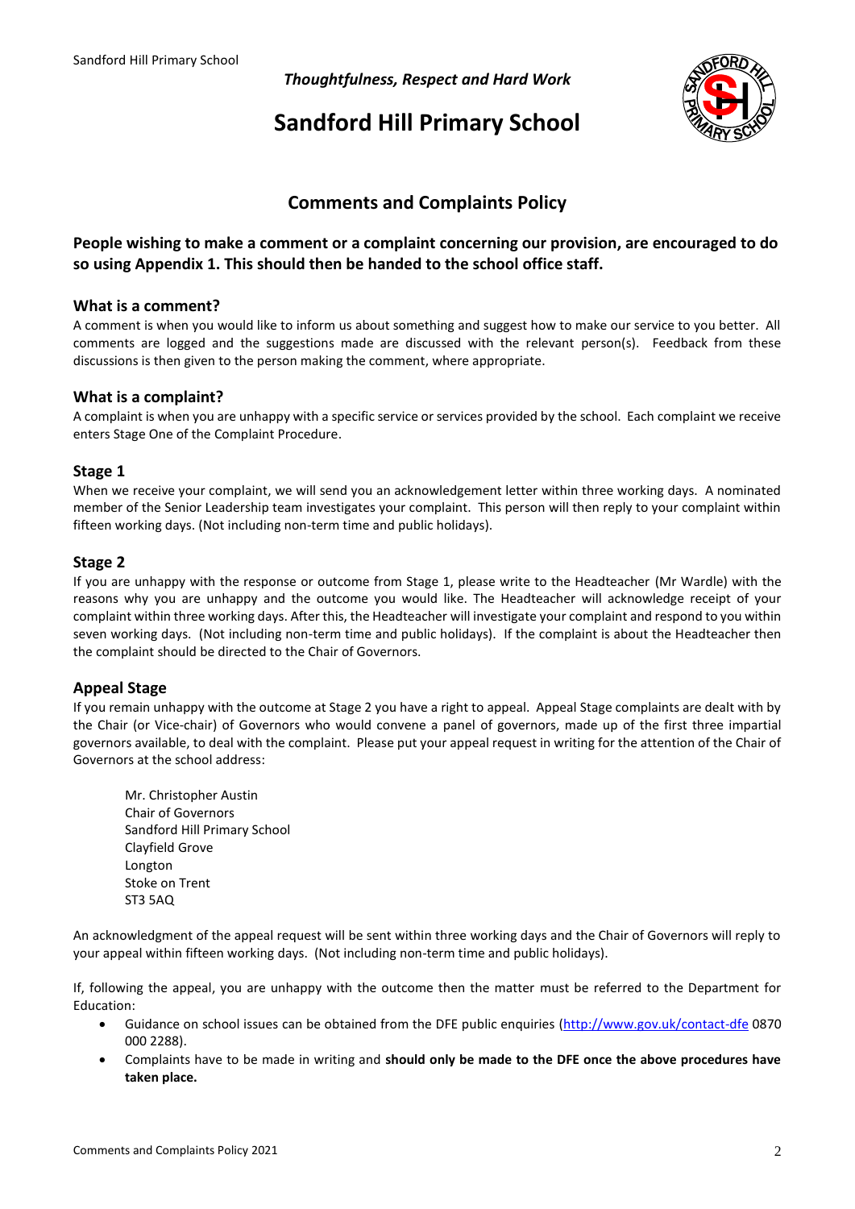*Thoughtfulness, Respect and Hard Work*

# Sandford Hill Primary School

## Comments and Complaints Policy

**People wishing to make a comment or a complaint concerning our provision, are encouraged to do so using Appendix 1. This should then be handed to the school office staff.**

### What is a comment?

A comment is when you would like to inform us about something and suggest how to make our service to you better. All comments are logged and the suggestions made are discussed with the relevant person(s). Feedback from these discussions is then given to the person making the comment, where appropriate.

### What is a complaint?

A complaint is when you are unhappy with a specific service or services provided by the school. Each complaint we receive enters Stage One of the Complaint Procedure.

### Stage 1

When we receive your complaint, we will send you an acknowledgement letter within three working days. A nominated member of the Senior Leadership team investigates your complaint. This person will then reply to your complaint within fifteen working days. (Not including non-term time and public holidays).

### Stage 2

If you are unhappy with the response or outcome from Stage 1, please write to the Headteacher (Mr Wardle) with the reasons why you are unhappy and the outcome you would like. The Headteacher will acknowledge receipt of your complaint within three working days. After this, the Headteacher will investigate your complaint and respond to you within seven working days. (Not including non-term time and public holidays). If the complaint is about the Headteacher then the complaint should be directed to the Chair of Governors.

### Appeal Stage

If you remain unhappy with the outcome at Stage 2 you have a right to appeal. Appeal Stage complaints are dealt with by the Chair (or Vice-chair) of Governors who would convene a panel of governors, made up of the first three impartial governors available, to deal with the complaint. Please put your appeal request in writing for the attention of the Chair of Governors at the school address:

Mr. Christopher Austin
Chair of Governors
Sandford Hill Primary School
Clayfield Grove
Longton
Stoke on Trent
ST3 5AQ

An acknowledgment of the appeal request will be sent within three working days and the Chair of Governors will reply to your appeal within fifteen working days. (Not including non-term time and public holidays).

If, following the appeal, you are unhappy with the outcome then the matter must be referred to the Department for Education:

- Guidance on school issues can be obtained from the DFE public enquiries (http://www.gov.uk/contact-dfe 0870 000 2288).
- Complaints have to be made in writing and **should only be made to the DFE once the above procedures have taken place.**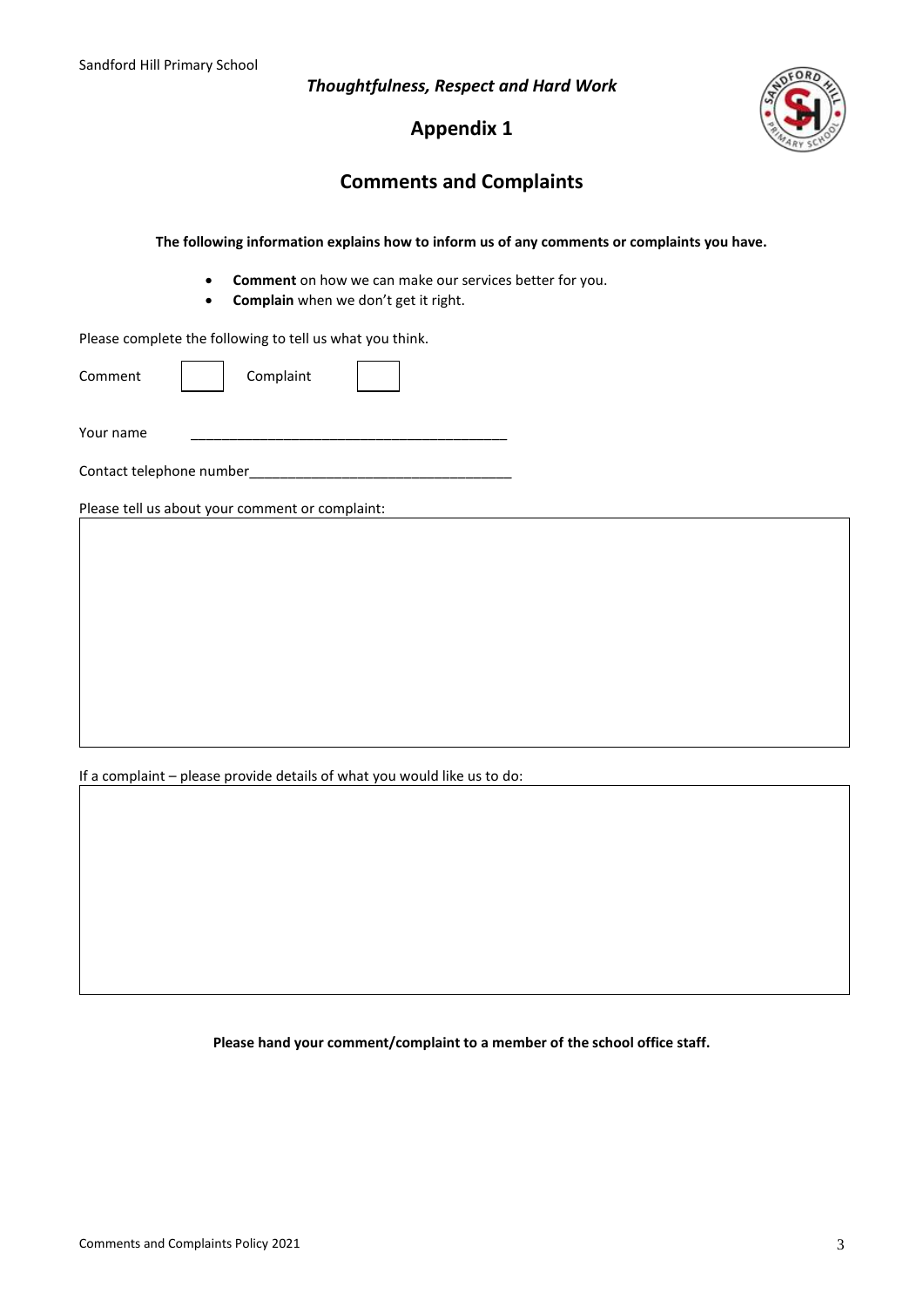Sandford Hill Primary School

***Thoughtfulness, Respect and Hard Work***

## Appendix 1

## Comments and Complaints

**The following information explains how to inform us of any comments or complaints you have.**

- **Comment** on how we can make our services better for you.
- **Complain** when we don't get it right.

Please complete the following to tell us what you think.

Comment ☐ Complaint ☐

Your name ________________________________________

Contact telephone number________________________________

Please tell us about your comment or complaint:

If a complaint – please provide details of what you would like us to do:

**Please hand your comment/complaint to a member of the school office staff.**